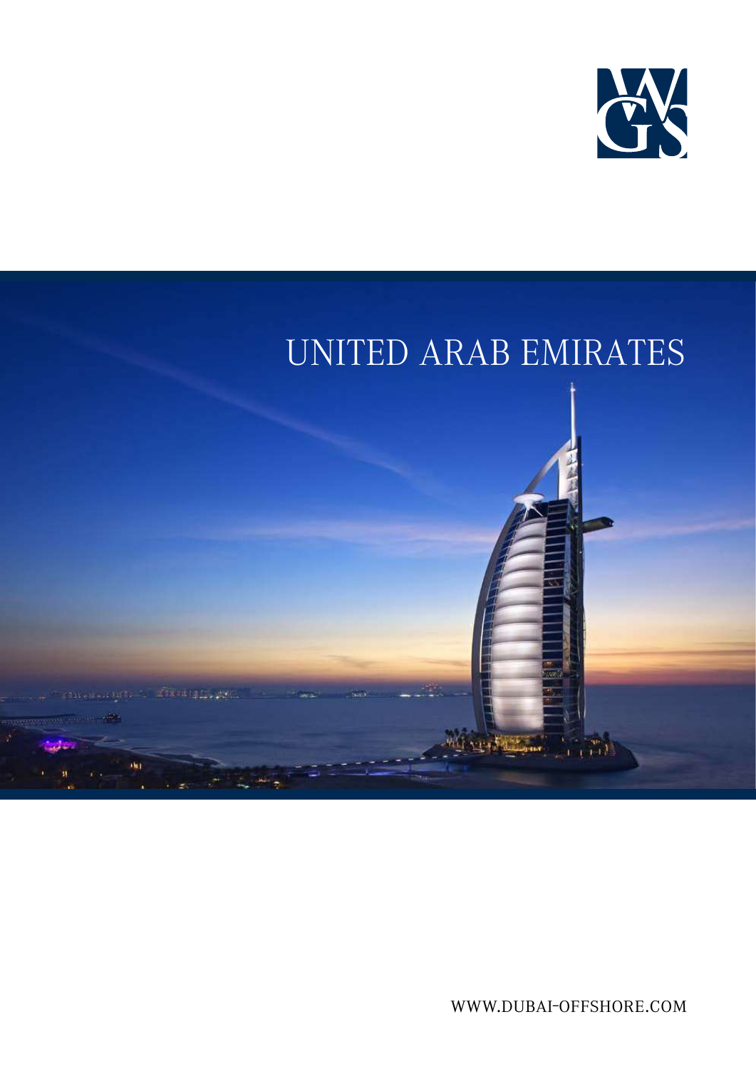# UNITED ARAB EMIRATES

WWW.DUBAI-OFFSHORE.COM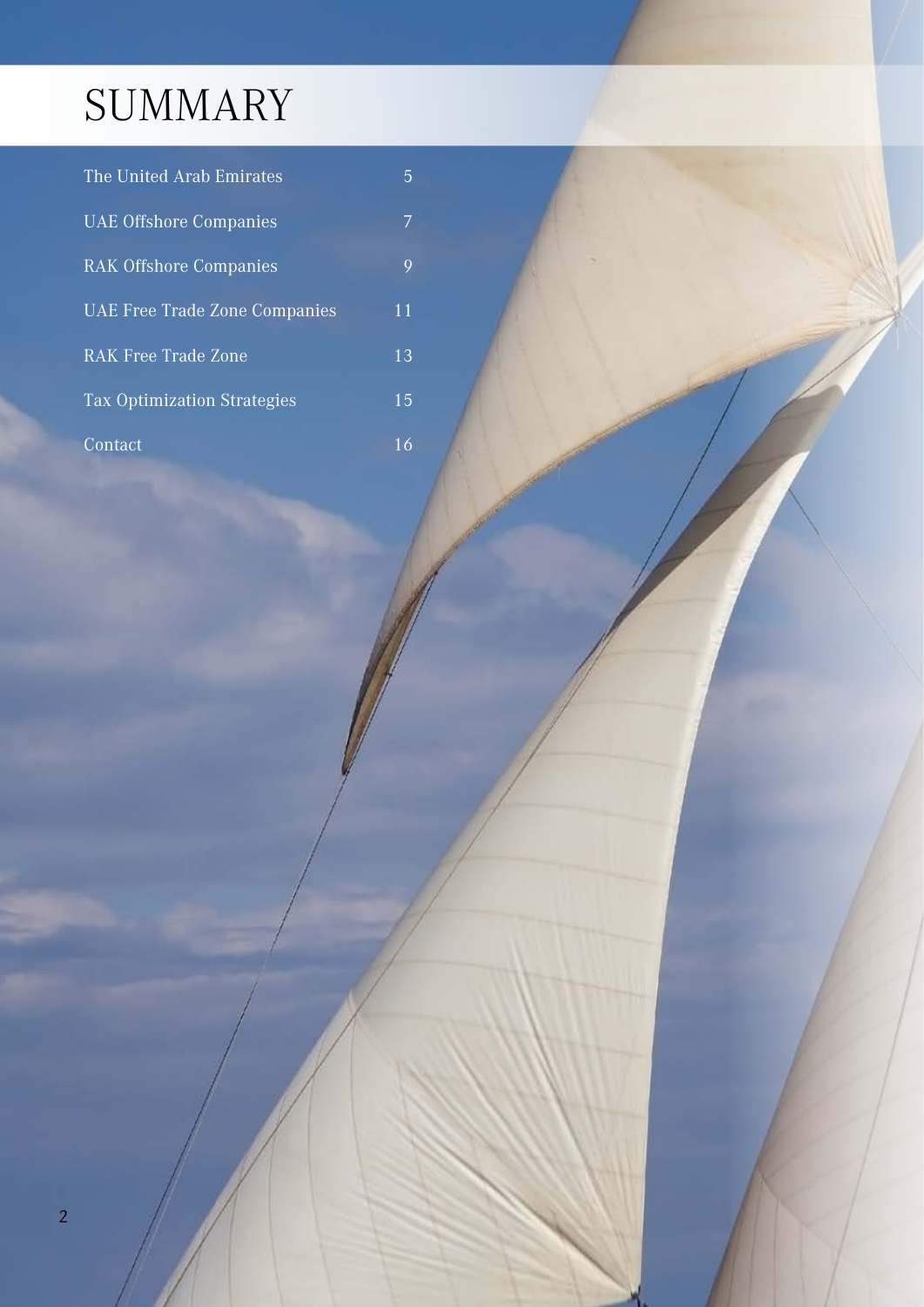# SUMMARY

| | |
|---|---|
| The United Arab Emirates | 5 |
| UAE Offshore Companies | 7 |
| RAK Offshore Companies | 9 |
| UAE Free Trade Zone Companies | 11 |
| RAK Free Trade Zone | 13 |
| Tax Optimization Strategies | 15 |
| Contact | 16 |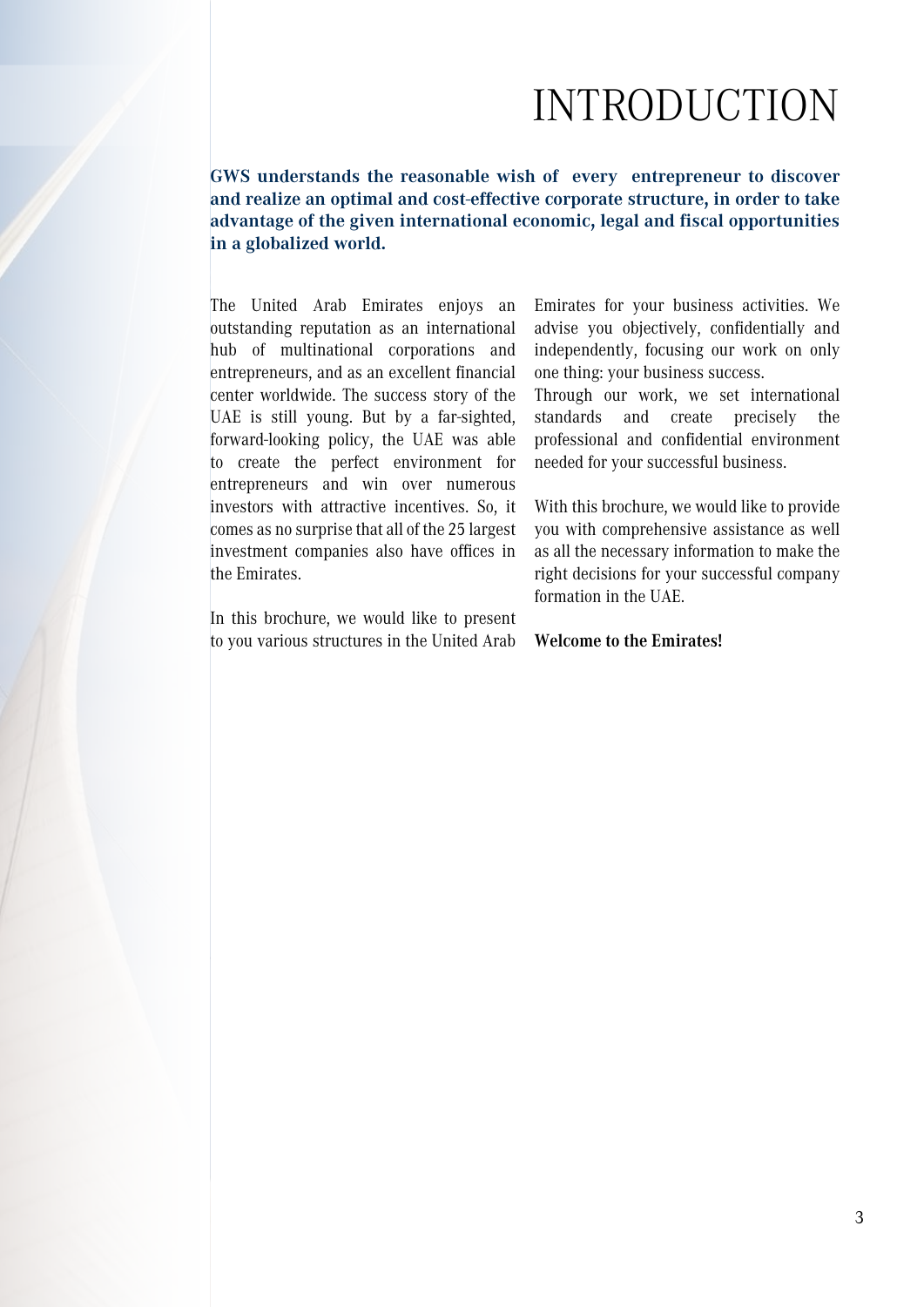# INTRODUCTION

**GWS understands the reasonable wish of every entrepreneur to discover and realize an optimal and cost-effective corporate structure, in order to take advantage of the given international economic, legal and fiscal opportunities in a globalized world.**

The United Arab Emirates enjoys an outstanding reputation as an international hub of multinational corporations and entrepreneurs, and as an excellent financial center worldwide. The success story of the UAE is still young. But by a far-sighted, forward-looking policy, the UAE was able to create the perfect environment for entrepreneurs and win over numerous investors with attractive incentives. So, it comes as no surprise that all of the 25 largest investment companies also have offices in the Emirates.

In this brochure, we would like to present to you various structures in the United Arab Emirates for your business activities. We advise you objectively, confidentially and independently, focusing our work on only one thing: your business success.
Through our work, we set international standards and create precisely the professional and confidential environment needed for your successful business.

With this brochure, we would like to provide you with comprehensive assistance as well as all the necessary information to make the right decisions for your successful company formation in the UAE.

**Welcome to the Emirates!**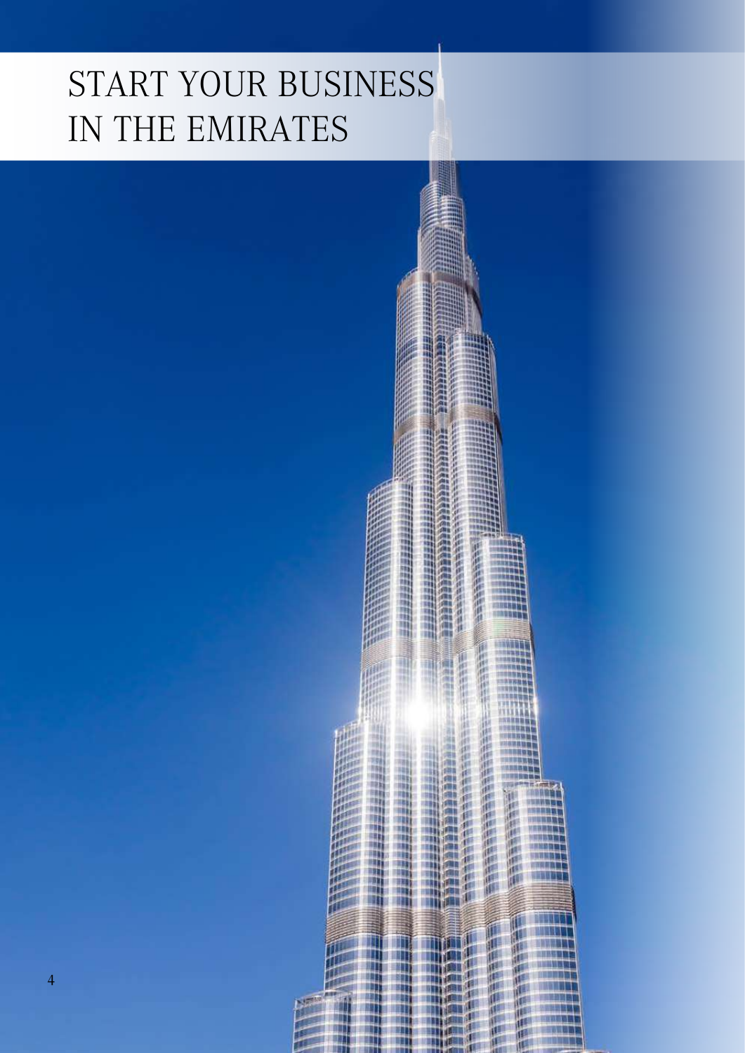# START YOUR BUSINESS IN THE EMIRATES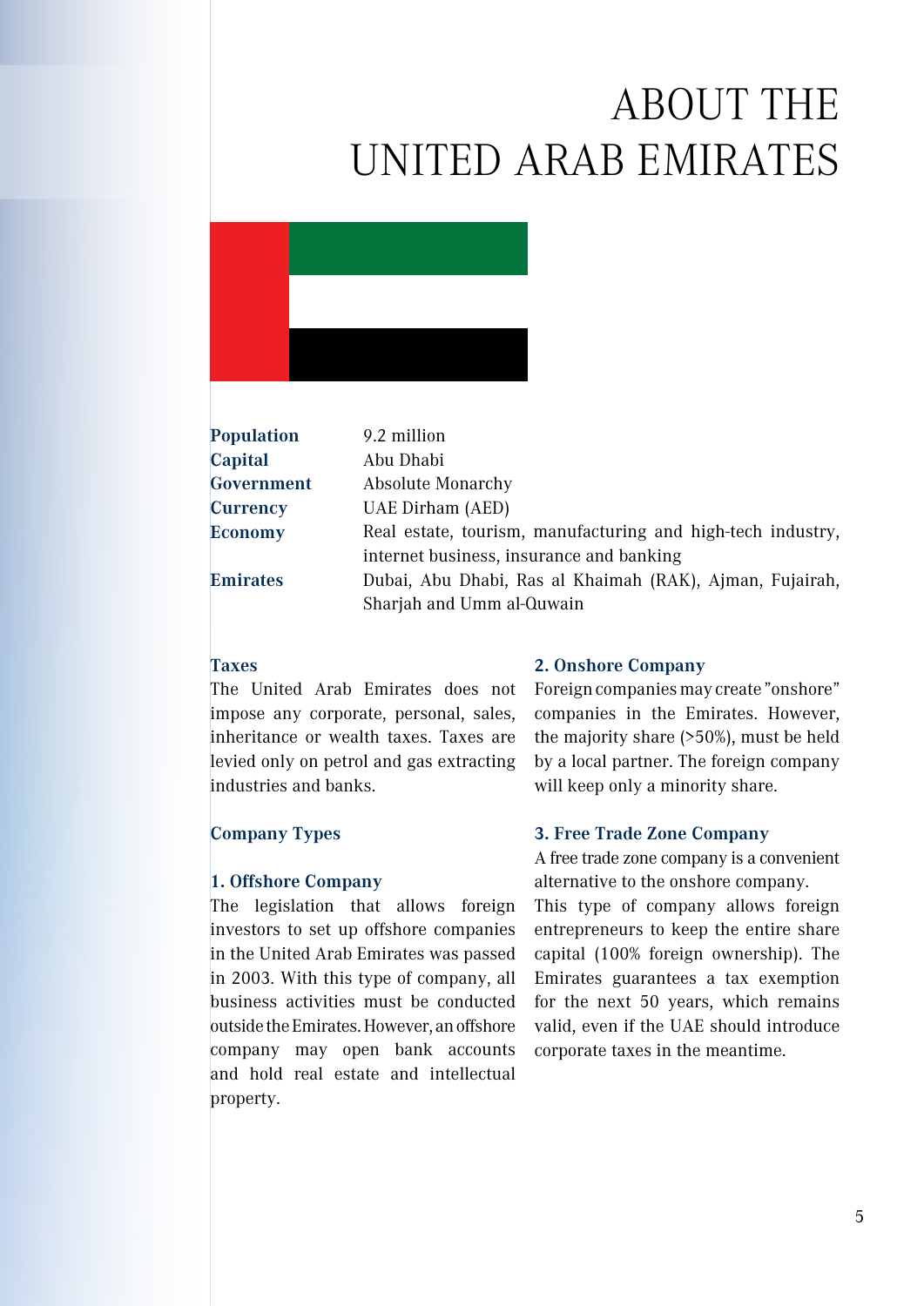# ABOUT THE UNITED ARAB EMIRATES

| | |
|---|---|
| **Population** | 9.2 million |
| **Capital** | Abu Dhabi |
| **Government** | Absolute Monarchy |
| **Currency** | UAE Dirham (AED) |
| **Economy** | Real estate, tourism, manufacturing and high-tech industry, internet business, insurance and banking |
| **Emirates** | Dubai, Abu Dhabi, Ras al Khaimah (RAK), Ajman, Fujairah, Sharjah and Umm al-Quwain |

### Taxes

The United Arab Emirates does not impose any corporate, personal, sales, inheritance or wealth taxes. Taxes are levied only on petrol and gas extracting industries and banks.

### Company Types

#### 1. Offshore Company

The legislation that allows foreign investors to set up offshore companies in the United Arab Emirates was passed in 2003. With this type of company, all business activities must be conducted outside the Emirates. However, an offshore company may open bank accounts and hold real estate and intellectual property.

#### 2. Onshore Company

Foreign companies may create "onshore" companies in the Emirates. However, the majority share (>50%), must be held by a local partner. The foreign company will keep only a minority share.

#### 3. Free Trade Zone Company

A free trade zone company is a convenient alternative to the onshore company.
This type of company allows foreign entrepreneurs to keep the entire share capital (100% foreign ownership). The Emirates guarantees a tax exemption for the next 50 years, which remains valid, even if the UAE should introduce corporate taxes in the meantime.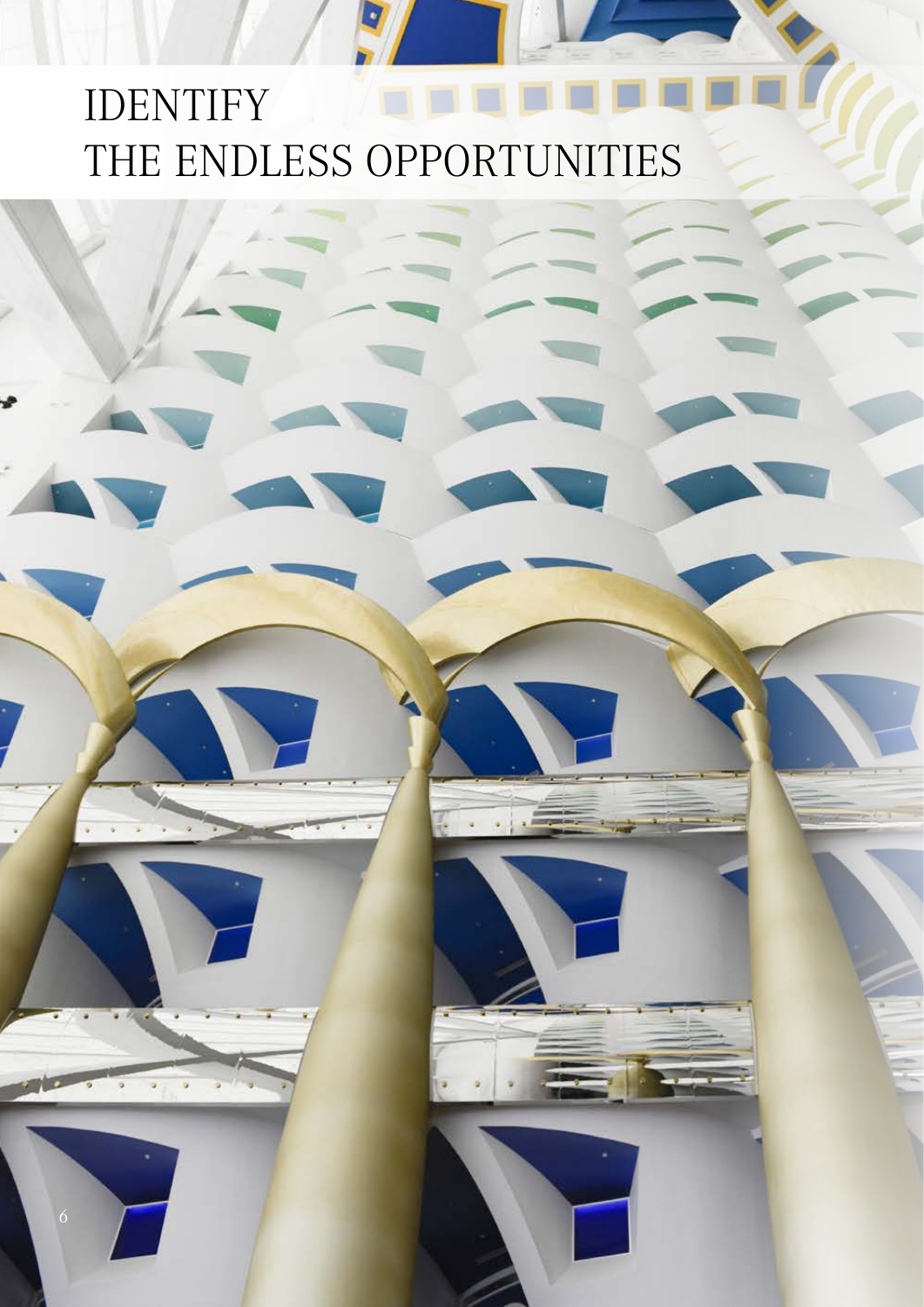# IDENTIFY
# THE ENDLESS OPPORTUNITIES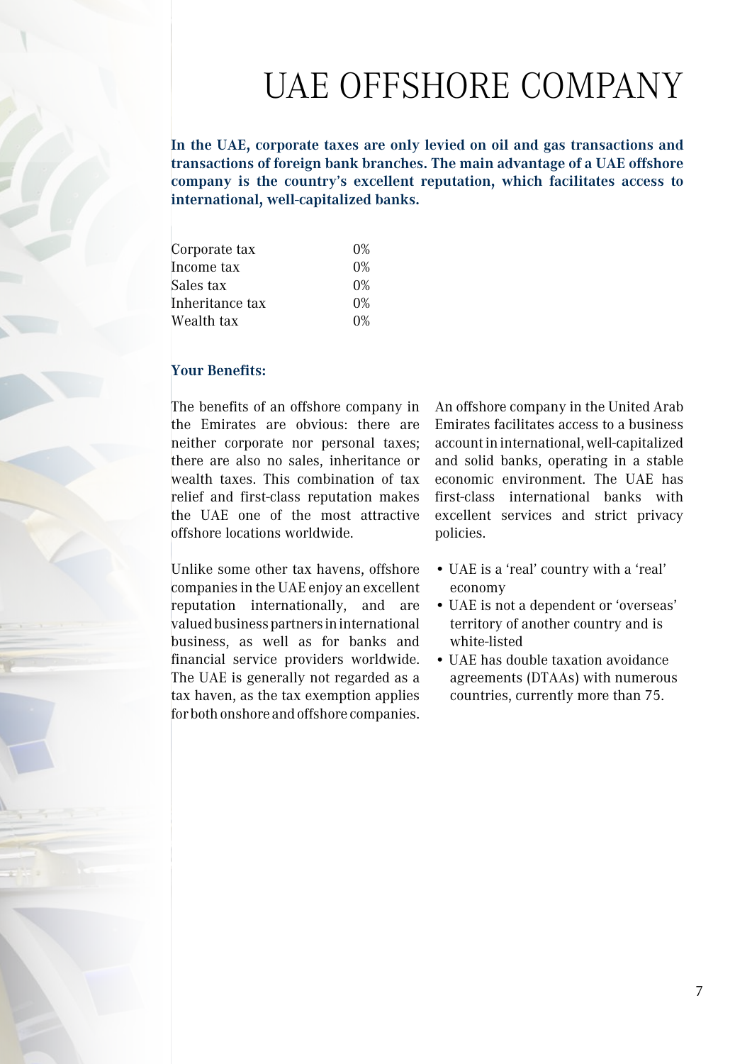# UAE OFFSHORE COMPANY

**In the UAE, corporate taxes are only levied on oil and gas transactions and transactions of foreign bank branches. The main advantage of a UAE offshore company is the country's excellent reputation, which facilitates access to international, well-capitalized banks.**

| | |
|---|---|
| Corporate tax | 0% |
| Income tax | 0% |
| Sales tax | 0% |
| Inheritance tax | 0% |
| Wealth tax | 0% |

**Your Benefits:**

The benefits of an offshore company in the Emirates are obvious: there are neither corporate nor personal taxes; there are also no sales, inheritance or wealth taxes. This combination of tax relief and first-class reputation makes the UAE one of the most attractive offshore locations worldwide.

Unlike some other tax havens, offshore companies in the UAE enjoy an excellent reputation internationally, and are valued business partners in international business, as well as for banks and financial service providers worldwide. The UAE is generally not regarded as a tax haven, as the tax exemption applies for both onshore and offshore companies.

An offshore company in the United Arab Emirates facilitates access to a business account in international, well-capitalized and solid banks, operating in a stable economic environment. The UAE has first-class international banks with excellent services and strict privacy policies.

- UAE is a 'real' country with a 'real' economy
- UAE is not a dependent or 'overseas' territory of another country and is white-listed
- UAE has double taxation avoidance agreements (DTAAs) with numerous countries, currently more than 75.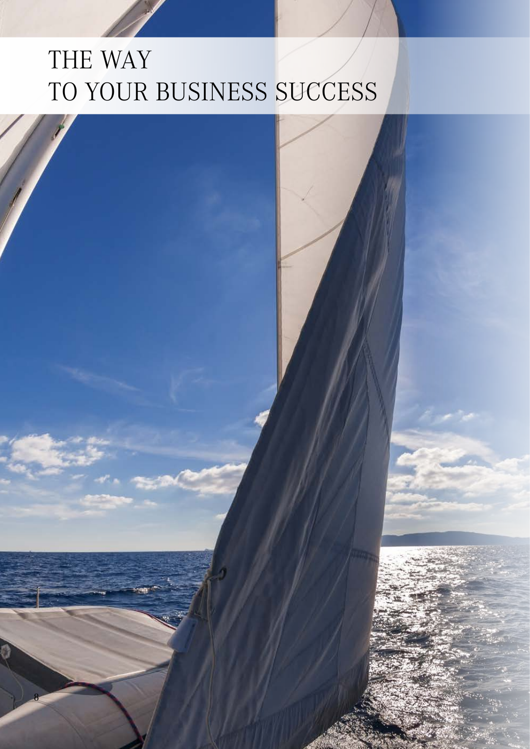# THE WAY TO YOUR BUSINESS SUCCESS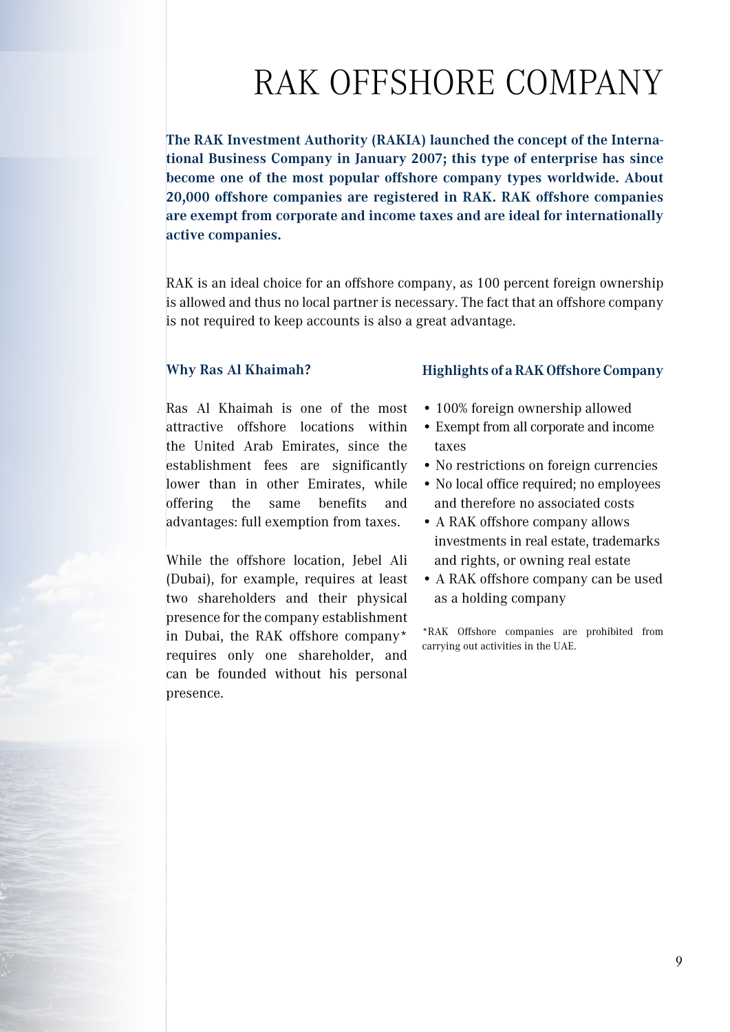# RAK OFFSHORE COMPANY

**The RAK Investment Authority (RAKIA) launched the concept of the International Business Company in January 2007; this type of enterprise has since become one of the most popular offshore company types worldwide. About 20,000 offshore companies are registered in RAK. RAK offshore companies are exempt from corporate and income taxes and are ideal for internationally active companies.**

RAK is an ideal choice for an offshore company, as 100 percent foreign ownership is allowed and thus no local partner is necessary. The fact that an offshore company is not required to keep accounts is also a great advantage.

### Why Ras Al Khaimah?

Ras Al Khaimah is one of the most attractive offshore locations within the United Arab Emirates, since the establishment fees are significantly lower than in other Emirates, while offering the same benefits and advantages: full exemption from taxes.

While the offshore location, Jebel Ali (Dubai), for example, requires at least two shareholders and their physical presence for the company establishment in Dubai, the RAK offshore company* requires only one shareholder, and can be founded without his personal presence.

### Highlights of a RAK Offshore Company

- 100% foreign ownership allowed
- Exempt from all corporate and income taxes
- No restrictions on foreign currencies
- No local office required; no employees and therefore no associated costs
- A RAK offshore company allows investments in real estate, trademarks and rights, or owning real estate
- A RAK offshore company can be used as a holding company

*RAK Offshore companies are prohibited from carrying out activities in the UAE.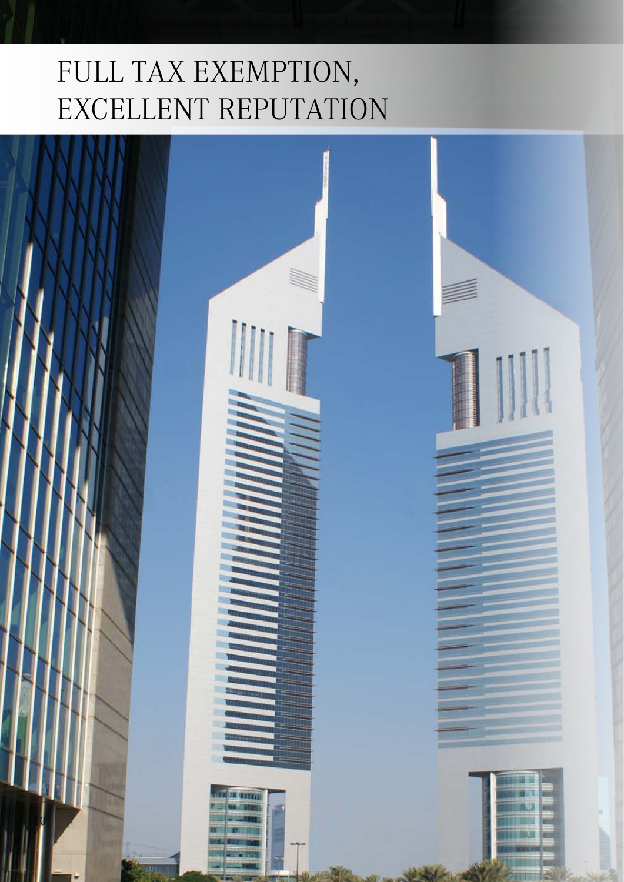# FULL TAX EXEMPTION, EXCELLENT REPUTATION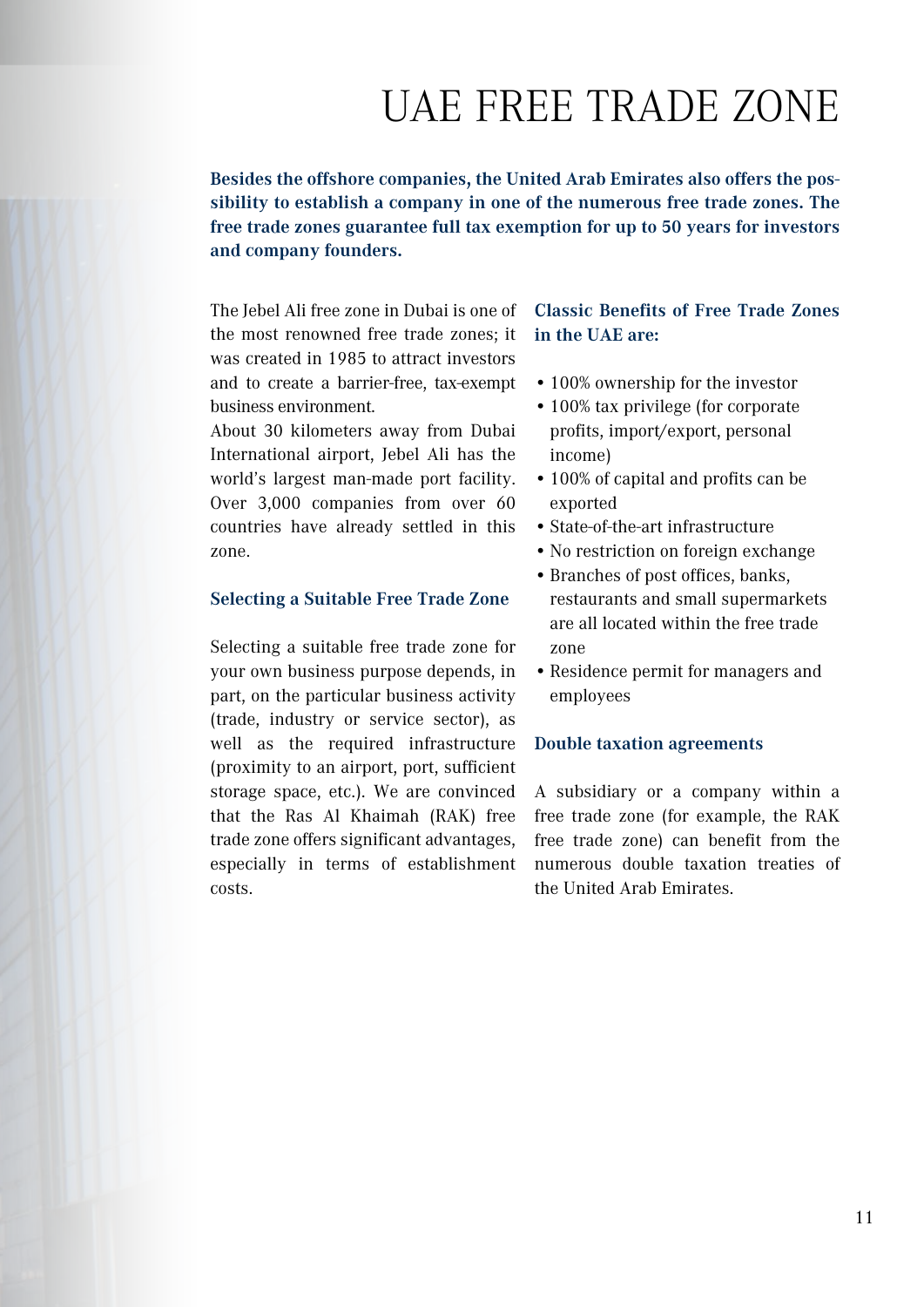# UAE FREE TRADE ZONE

**Besides the offshore companies, the United Arab Emirates also offers the possibility to establish a company in one of the numerous free trade zones. The free trade zones guarantee full tax exemption for up to 50 years for investors and company founders.**

The Jebel Ali free zone in Dubai is one of the most renowned free trade zones; it was created in 1985 to attract investors and to create a barrier-free, tax-exempt business environment.

About 30 kilometers away from Dubai International airport, Jebel Ali has the world's largest man-made port facility. Over 3,000 companies from over 60 countries have already settled in this zone.

## Selecting a Suitable Free Trade Zone

Selecting a suitable free trade zone for your own business purpose depends, in part, on the particular business activity (trade, industry or service sector), as well as the required infrastructure (proximity to an airport, port, sufficient storage space, etc.). We are convinced that the Ras Al Khaimah (RAK) free trade zone offers significant advantages, especially in terms of establishment costs.

## Classic Benefits of Free Trade Zones in the UAE are:

- 100% ownership for the investor
- 100% tax privilege (for corporate profits, import/export, personal income)
- 100% of capital and profits can be exported
- State-of-the-art infrastructure
- No restriction on foreign exchange
- Branches of post offices, banks, restaurants and small supermarkets are all located within the free trade zone
- Residence permit for managers and employees

## Double taxation agreements

A subsidiary or a company within a free trade zone (for example, the RAK free trade zone) can benefit from the numerous double taxation treaties of the United Arab Emirates.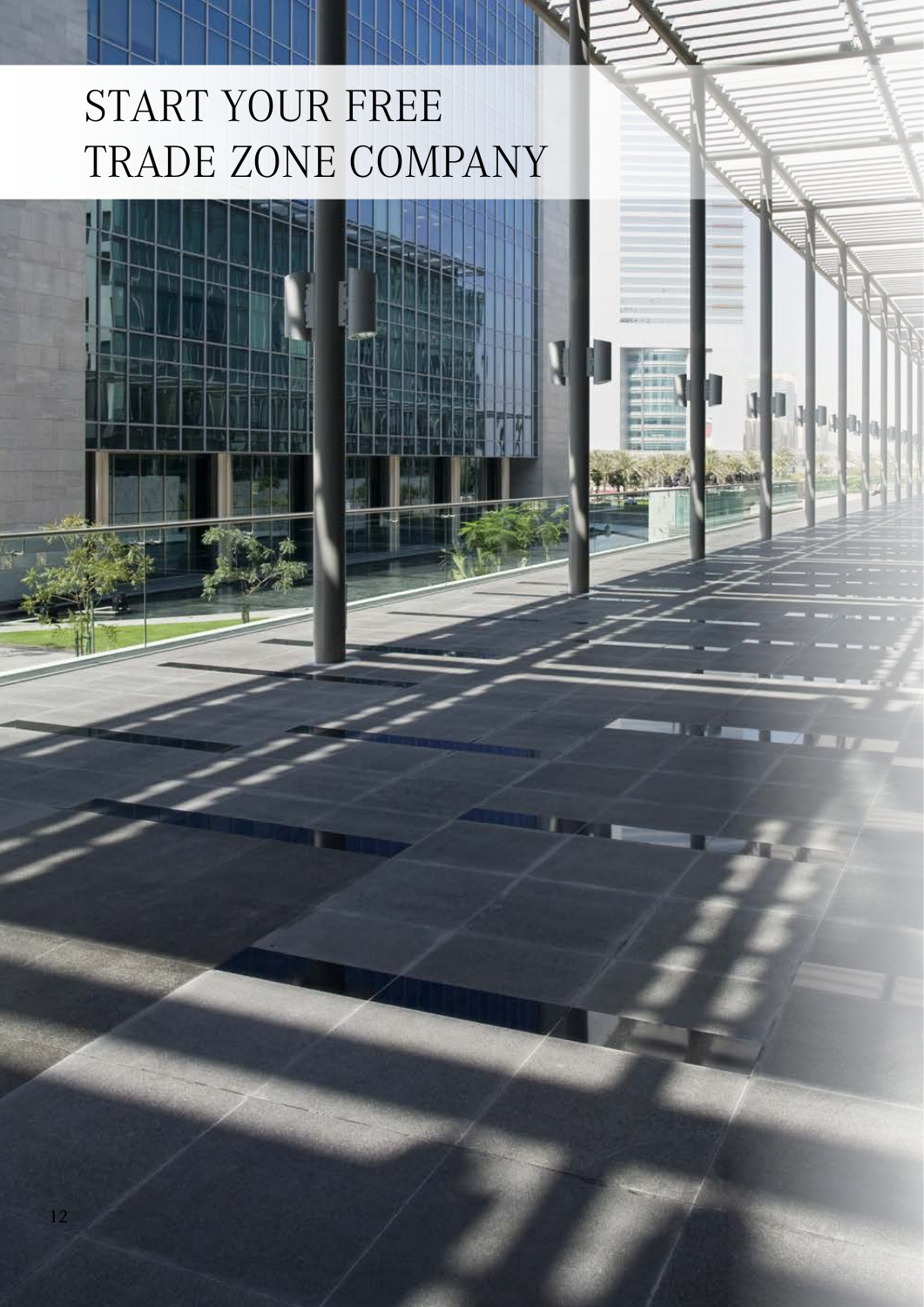# START YOUR FREE TRADE ZONE COMPANY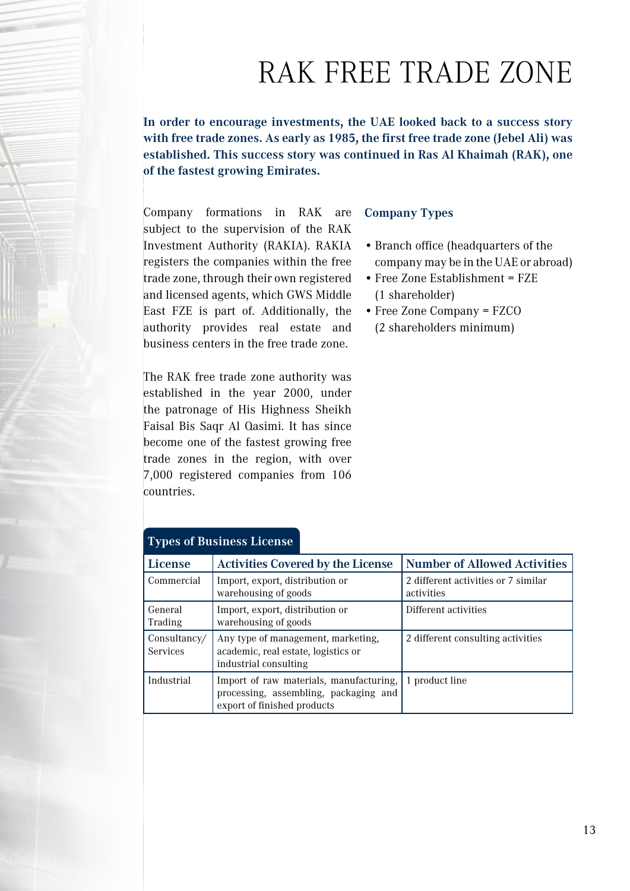# RAK FREE TRADE ZONE

**In order to encourage investments, the UAE looked back to a success story with free trade zones. As early as 1985, the first free trade zone (Jebel Ali) was established. This success story was continued in Ras Al Khaimah (RAK), one of the fastest growing Emirates.**

Company formations in RAK are subject to the supervision of the RAK Investment Authority (RAKIA). RAKIA registers the companies within the free trade zone, through their own registered and licensed agents, which GWS Middle East FZE is part of. Additionally, the authority provides real estate and business centers in the free trade zone.

The RAK free trade zone authority was established in the year 2000, under the patronage of His Highness Sheikh Faisal Bis Saqr Al Qasimi. It has since become one of the fastest growing free trade zones in the region, with over 7,000 registered companies from 106 countries.

### Company Types

- Branch office (headquarters of the company may be in the UAE or abroad)
- Free Zone Establishment = FZE (1 shareholder)
- Free Zone Company = FZCO (2 shareholders minimum)

### Types of Business License

| License | Activities Covered by the License | Number of Allowed Activities |
|---|---|---|
| Commercial | Import, export, distribution or warehousing of goods | 2 different activities or 7 similar activities |
| General Trading | Import, export, distribution or warehousing of goods | Different activities |
| Consultancy/ Services | Any type of management, marketing, academic, real estate, logistics or industrial consulting | 2 different consulting activities |
| Industrial | Import of raw materials, manufacturing, processing, assembling, packaging and export of finished products | 1 product line |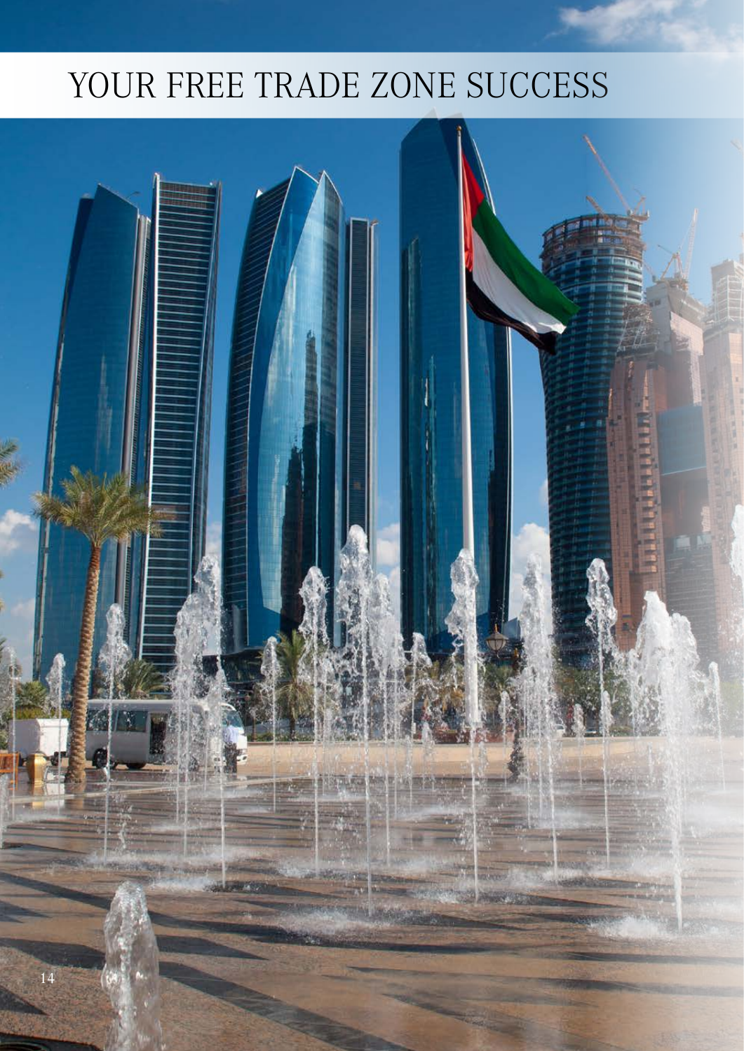# YOUR FREE TRADE ZONE SUCCESS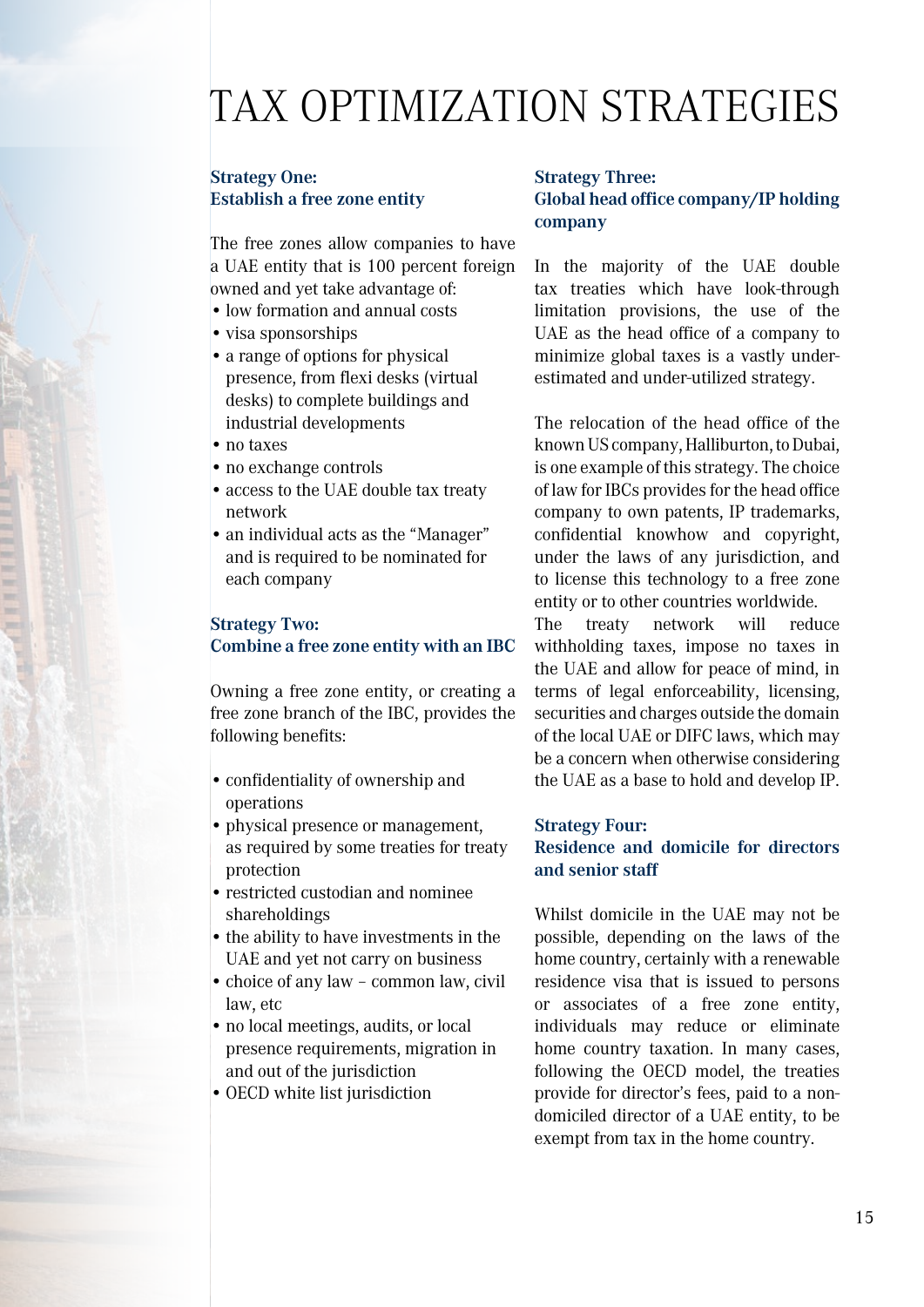# TAX OPTIMIZATION STRATEGIES

## Strategy One: Establish a free zone entity

The free zones allow companies to have a UAE entity that is 100 percent foreign owned and yet take advantage of:

- low formation and annual costs
- visa sponsorships
- a range of options for physical presence, from flexi desks (virtual desks) to complete buildings and industrial developments
- no taxes
- no exchange controls
- access to the UAE double tax treaty network
- an individual acts as the "Manager" and is required to be nominated for each company

## Strategy Two: Combine a free zone entity with an IBC

Owning a free zone entity, or creating a free zone branch of the IBC, provides the following benefits:

- confidentiality of ownership and operations
- physical presence or management, as required by some treaties for treaty protection
- restricted custodian and nominee shareholdings
- the ability to have investments in the UAE and yet not carry on business
- choice of any law – common law, civil law, etc
- no local meetings, audits, or local presence requirements, migration in and out of the jurisdiction
- OECD white list jurisdiction

## Strategy Three: Global head office company/IP holding company

In the majority of the UAE double tax treaties which have look-through limitation provisions, the use of the UAE as the head office of a company to minimize global taxes is a vastly under-estimated and under-utilized strategy.

The relocation of the head office of the known US company, Halliburton, to Dubai, is one example of this strategy. The choice of law for IBCs provides for the head office company to own patents, IP trademarks, confidential knowhow and copyright, under the laws of any jurisdiction, and to license this technology to a free zone entity or to other countries worldwide.
The treaty network will reduce withholding taxes, impose no taxes in the UAE and allow for peace of mind, in terms of legal enforceability, licensing, securities and charges outside the domain of the local UAE or DIFC laws, which may be a concern when otherwise considering the UAE as a base to hold and develop IP.

## Strategy Four: Residence and domicile for directors and senior staff

Whilst domicile in the UAE may not be possible, depending on the laws of the home country, certainly with a renewable residence visa that is issued to persons or associates of a free zone entity, individuals may reduce or eliminate home country taxation. In many cases, following the OECD model, the treaties provide for director's fees, paid to a non-domiciled director of a UAE entity, to be exempt from tax in the home country.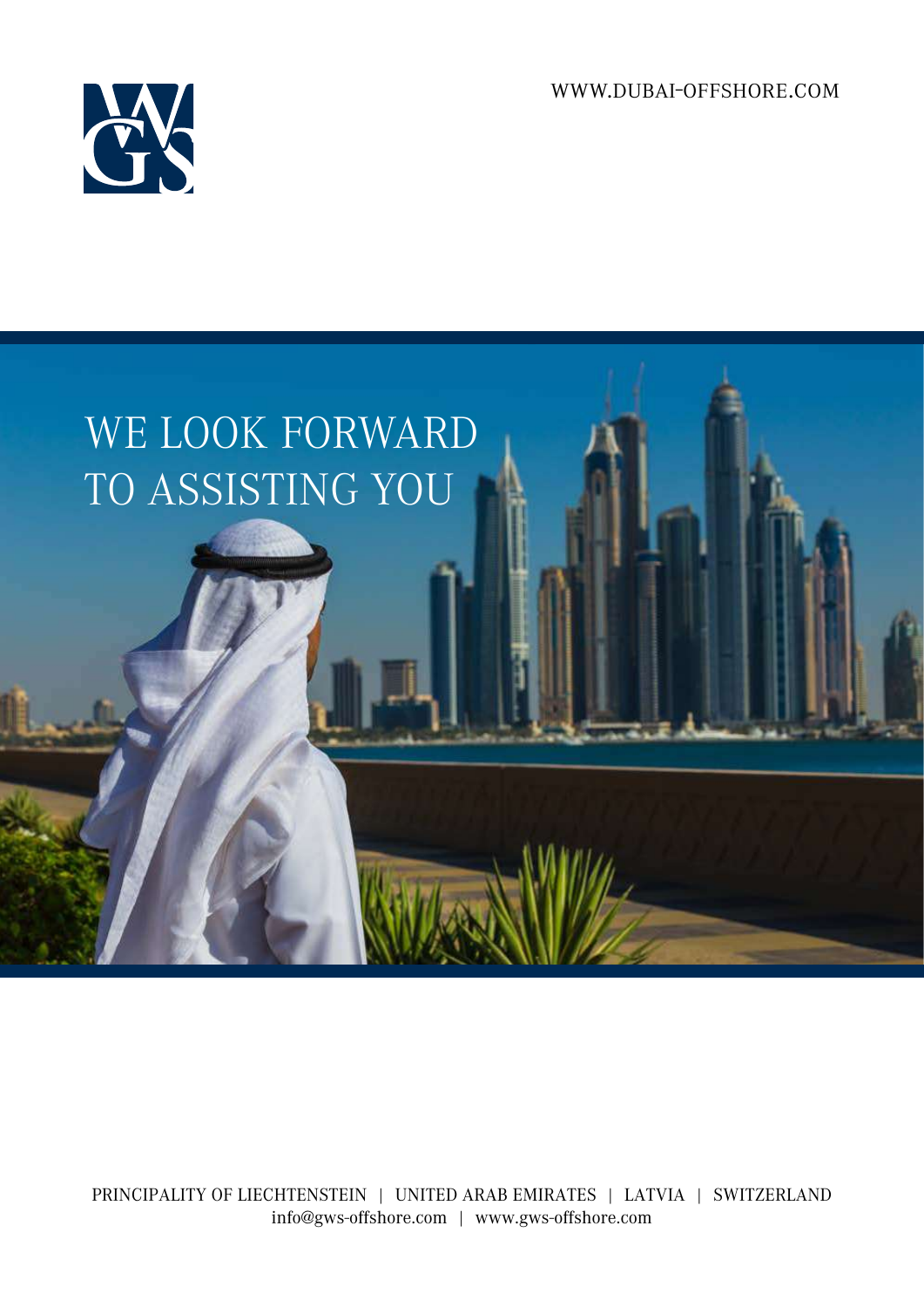WWW.DUBAI-OFFSHORE.COM

# WE LOOK FORWARD TO ASSISTING YOU

PRINCIPALITY OF LIECHTENSTEIN | UNITED ARAB EMIRATES | LATVIA | SWITZERLAND
info@gws-offshore.com | www.gws-offshore.com